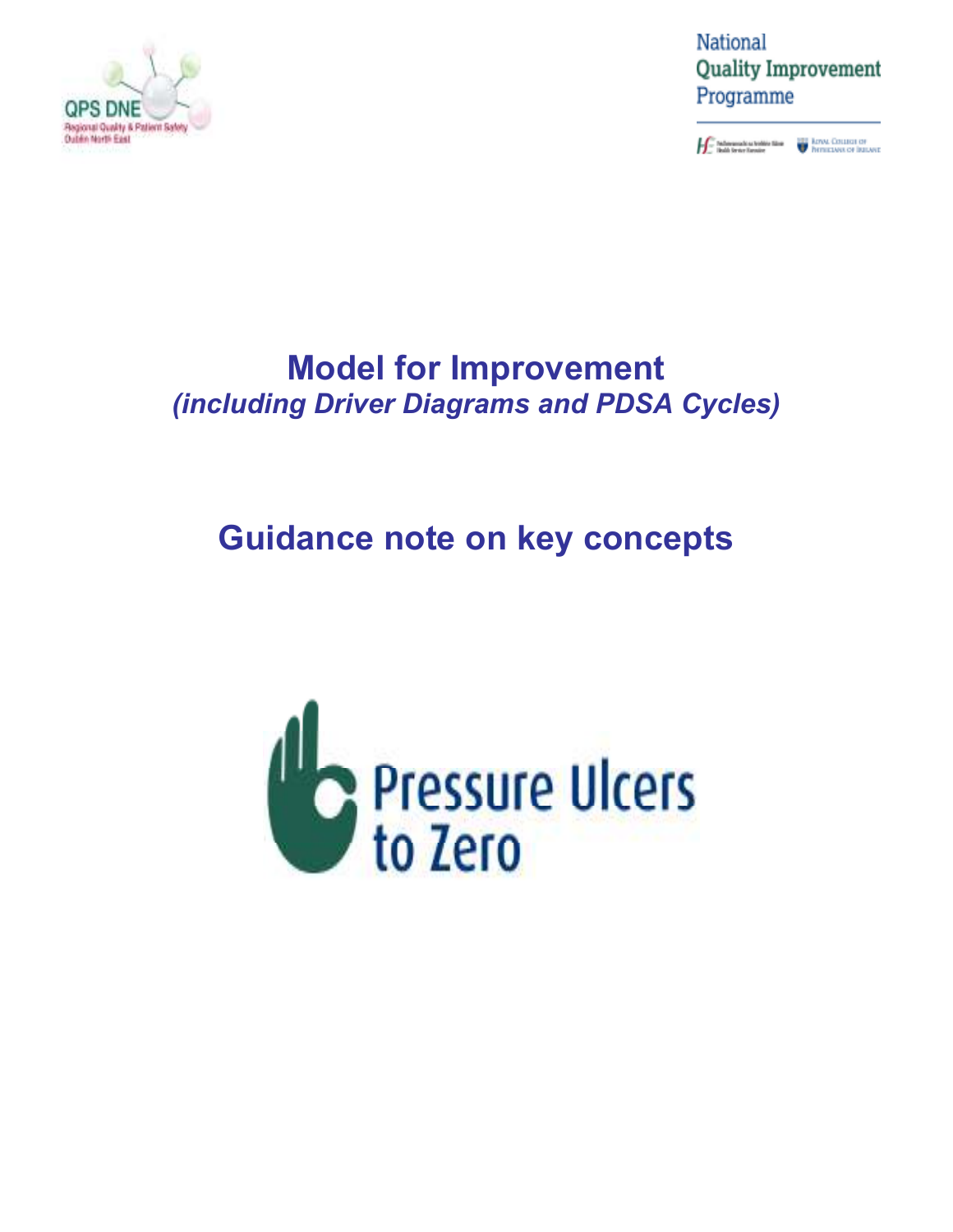QPS DNE
Regional Quality & Patient Safety
Dublin North East

National
Quality Improvement
Programme

# Model for Improvement

*(including Driver Diagrams and PDSA Cycles)*

## Guidance note on key concepts

Pressure Ulcers to Zero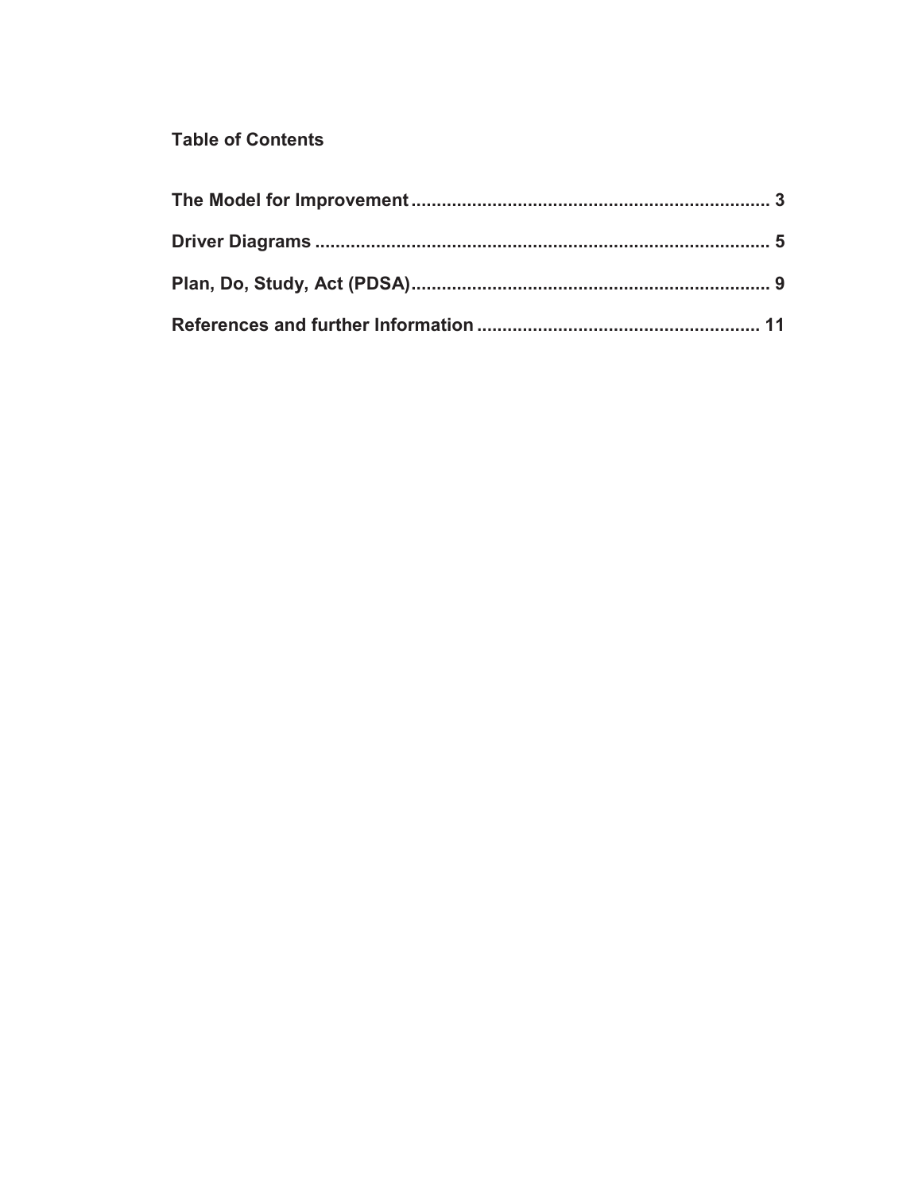**Table of Contents**

**The Model for Improvement ...................................................................... 3**

**Driver Diagrams ......................................................................................... 5**

**Plan, Do, Study, Act (PDSA)....................................................................... 9**

**References and further Information ....................................................... 11**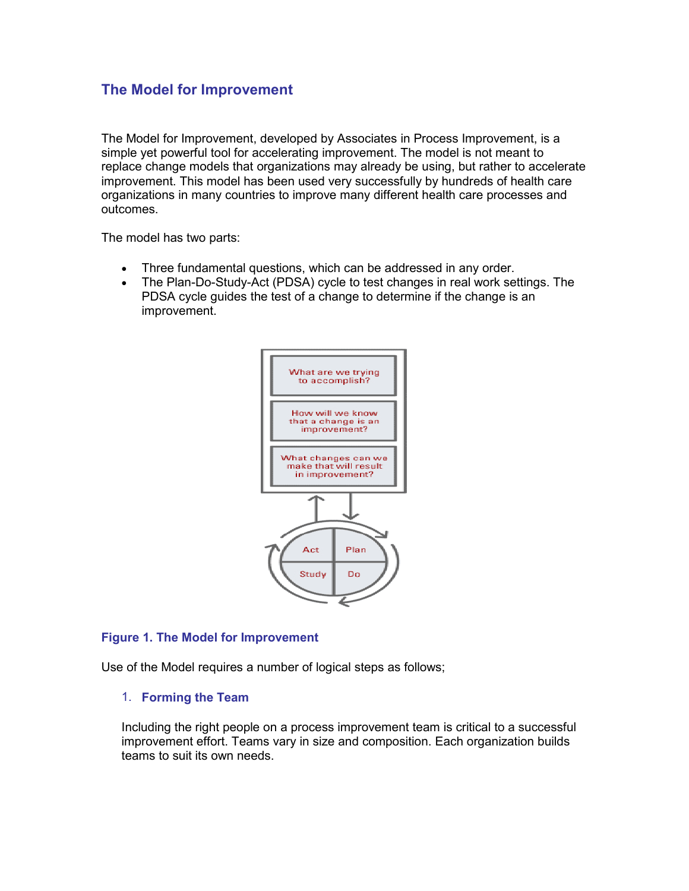## The Model for Improvement

The Model for Improvement, developed by Associates in Process Improvement, is a simple yet powerful tool for accelerating improvement. The model is not meant to replace change models that organizations may already be using, but rather to accelerate improvement. This model has been used very successfully by hundreds of health care organizations in many countries to improve many different health care processes and outcomes.

The model has two parts:

- Three fundamental questions, which can be addressed in any order.
- The Plan-Do-Study-Act (PDSA) cycle to test changes in real work settings. The PDSA cycle guides the test of a change to determine if the change is an improvement.

What are we trying to accomplish?

How will we know that a change is an improvement?

What changes can we make that will result in improvement?

Act | Plan | Study | Do

**Figure 1. The Model for Improvement**

Use of the Model requires a number of logical steps as follows;

1. **Forming the Team**

   Including the right people on a process improvement team is critical to a successful improvement effort. Teams vary in size and composition. Each organization builds teams to suit its own needs.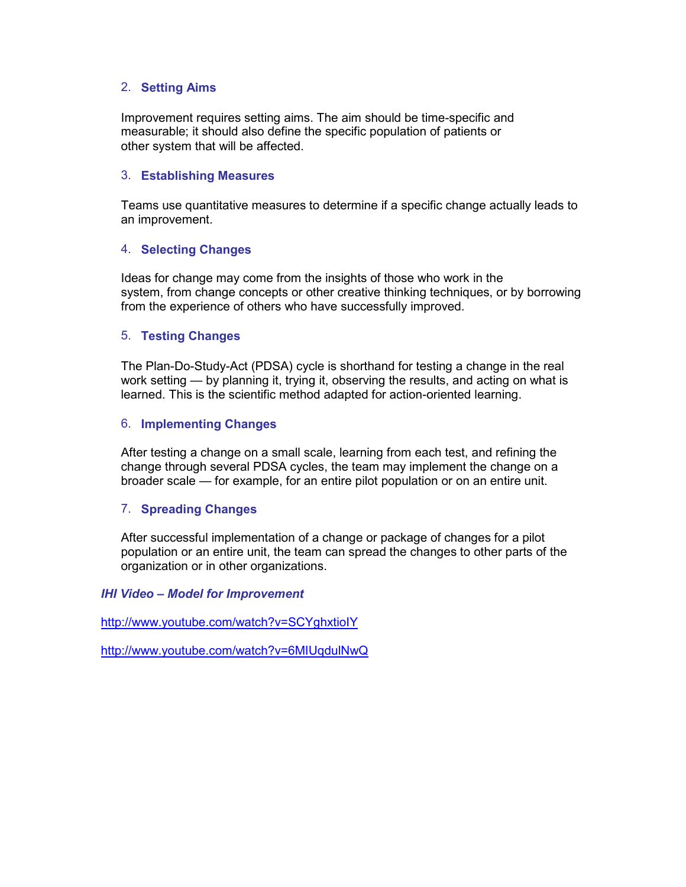2. **Setting Aims**

   Improvement requires setting aims. The aim should be time-specific and measurable; it should also define the specific population of patients or other system that will be affected.

3. **Establishing Measures**

   Teams use quantitative measures to determine if a specific change actually leads to an improvement.

4. **Selecting Changes**

   Ideas for change may come from the insights of those who work in the system, from change concepts or other creative thinking techniques, or by borrowing from the experience of others who have successfully improved.

5. **Testing Changes**

   The Plan-Do-Study-Act (PDSA) cycle is shorthand for testing a change in the real work setting — by planning it, trying it, observing the results, and acting on what is learned. This is the scientific method adapted for action-oriented learning.

6. **Implementing Changes**

   After testing a change on a small scale, learning from each test, and refining the change through several PDSA cycles, the team may implement the change on a broader scale — for example, for an entire pilot population or on an entire unit.

7. **Spreading Changes**

   After successful implementation of a change or package of changes for a pilot population or an entire unit, the team can spread the changes to other parts of the organization or in other organizations.

***IHI Video – Model for Improvement***

http://www.youtube.com/watch?v=SCYghxtioIY

http://www.youtube.com/watch?v=6MIUqdulNwQ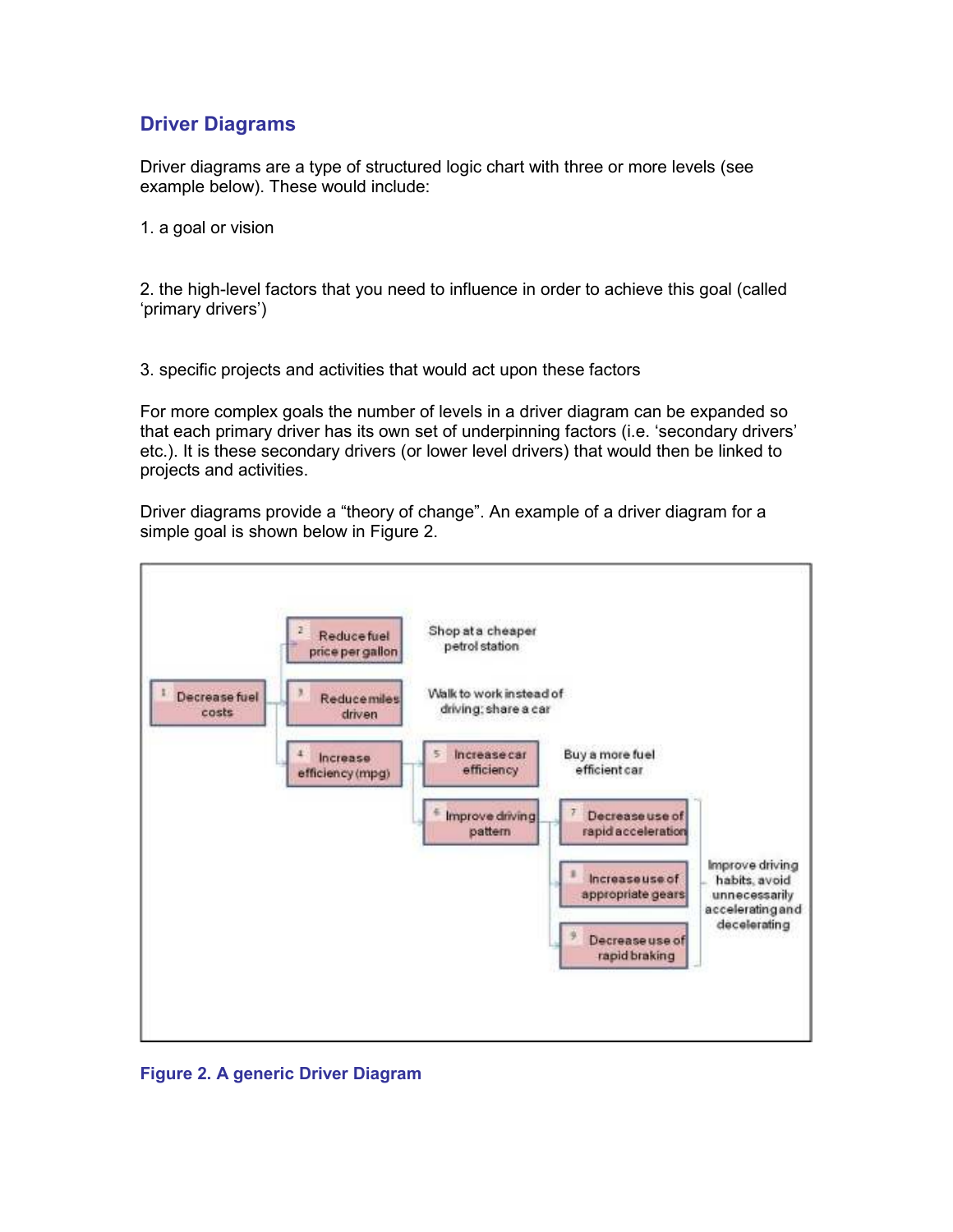## Driver Diagrams

Driver diagrams are a type of structured logic chart with three or more levels (see example below). These would include:

1. a goal or vision

2. the high-level factors that you need to influence in order to achieve this goal (called 'primary drivers')

3. specific projects and activities that would act upon these factors

For more complex goals the number of levels in a driver diagram can be expanded so that each primary driver has its own set of underpinning factors (i.e. 'secondary drivers' etc.). It is these secondary drivers (or lower level drivers) that would then be linked to projects and activities.

Driver diagrams provide a "theory of change". An example of a driver diagram for a simple goal is shown below in Figure 2.

- 1 Decrease fuel costs
  - 2 Reduce fuel price per gallon — Shop at a cheaper petrol station
  - 3 Reduce miles driven — Walk to work instead of driving; share a car
  - 4 Increase efficiency (mpg)
    - 5 Increase car efficiency — Buy a more fuel efficient car
    - 6 Improve driving pattern
      - 7 Decrease use of rapid acceleration
      - 8 Increase use of appropriate gears
      - 9 Decrease use of rapid braking
      - (7–9) Improve driving habits, avoid unnecessarily accelerating and decelerating

**Figure 2. A generic Driver Diagram**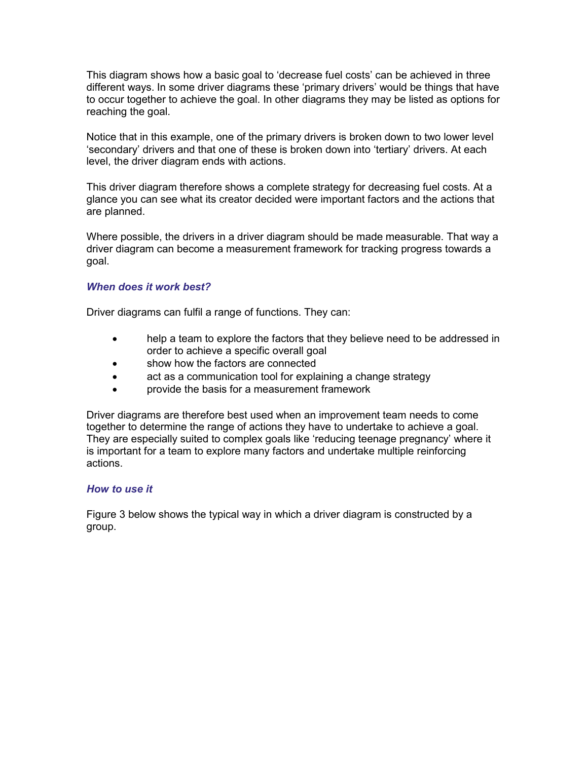This diagram shows how a basic goal to 'decrease fuel costs' can be achieved in three different ways. In some driver diagrams these 'primary drivers' would be things that have to occur together to achieve the goal. In other diagrams they may be listed as options for reaching the goal.

Notice that in this example, one of the primary drivers is broken down to two lower level 'secondary' drivers and that one of these is broken down into 'tertiary' drivers. At each level, the driver diagram ends with actions.

This driver diagram therefore shows a complete strategy for decreasing fuel costs. At a glance you can see what its creator decided were important factors and the actions that are planned.

Where possible, the drivers in a driver diagram should be made measurable. That way a driver diagram can become a measurement framework for tracking progress towards a goal.

### *When does it work best?*

Driver diagrams can fulfil a range of functions. They can:

- help a team to explore the factors that they believe need to be addressed in order to achieve a specific overall goal
- show how the factors are connected
- act as a communication tool for explaining a change strategy
- provide the basis for a measurement framework

Driver diagrams are therefore best used when an improvement team needs to come together to determine the range of actions they have to undertake to achieve a goal. They are especially suited to complex goals like 'reducing teenage pregnancy' where it is important for a team to explore many factors and undertake multiple reinforcing actions.

### *How to use it*

Figure 3 below shows the typical way in which a driver diagram is constructed by a group.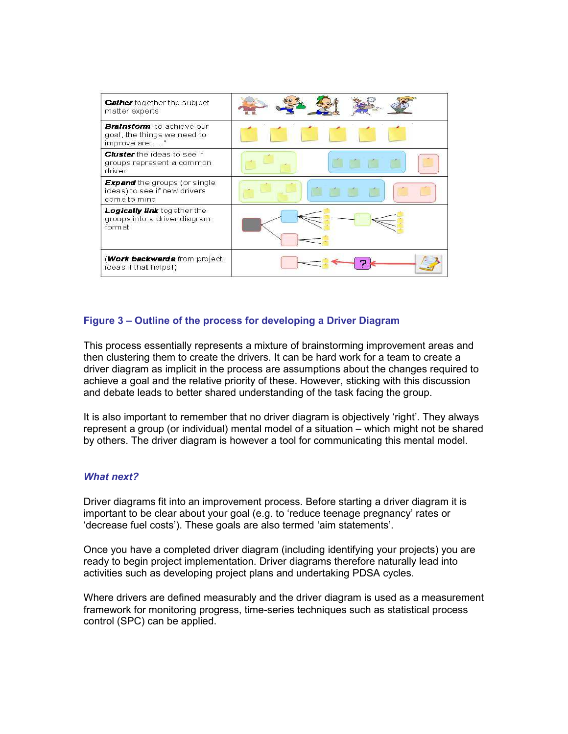| | |
|---|---|
| ***Gather*** together the subject matter experts | |
| ***Brainstorm*** "to achieve our goal, the things we need to improve are . . ." | |
| ***Cluster*** the ideas to see if groups represent a common driver | |
| ***Expand*** the groups (or single ideas) to see if new drivers come to mind | |
| ***Logically link*** together the groups into a driver diagram format | |
| (***Work backwards*** from project ideas if that helps!) | ? |

**Figure 3 – Outline of the process for developing a Driver Diagram**

This process essentially represents a mixture of brainstorming improvement areas and then clustering them to create the drivers. It can be hard work for a team to create a driver diagram as implicit in the process are assumptions about the changes required to achieve a goal and the relative priority of these. However, sticking with this discussion and debate leads to better shared understanding of the task facing the group.

It is also important to remember that no driver diagram is objectively 'right'. They always represent a group (or individual) mental model of a situation – which might not be shared by others. The driver diagram is however a tool for communicating this mental model.

### *What next?*

Driver diagrams fit into an improvement process. Before starting a driver diagram it is important to be clear about your goal (e.g. to 'reduce teenage pregnancy' rates or 'decrease fuel costs'). These goals are also termed 'aim statements'.

Once you have a completed driver diagram (including identifying your projects) you are ready to begin project implementation. Driver diagrams therefore naturally lead into activities such as developing project plans and undertaking PDSA cycles.

Where drivers are defined measurably and the driver diagram is used as a measurement framework for monitoring progress, time-series techniques such as statistical process control (SPC) can be applied.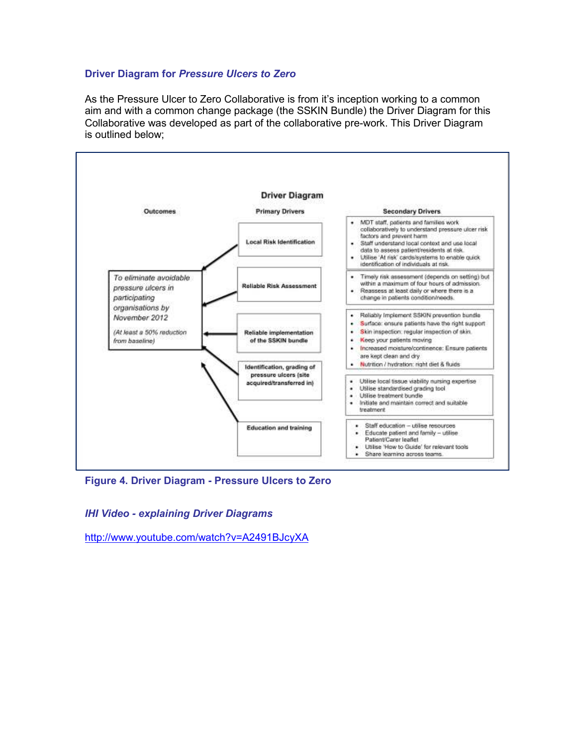### Driver Diagram for *Pressure Ulcers to Zero*

As the Pressure Ulcer to Zero Collaborative is from it's inception working to a common aim and with a common change package (the SSKIN Bundle) the Driver Diagram for this Collaborative was developed as part of the collaborative pre-work. This Driver Diagram is outlined below;

**Driver Diagram**

| Outcomes | Primary Drivers | Secondary Drivers |
|---|---|---|
| *To eliminate avoidable pressure ulcers in participating organisations by November 2012*<br>*(At least a 50% reduction from baseline)* | Local Risk Identification | • MDT staff, patients and families work collaboratively to understand pressure ulcer risk factors and prevent harm<br>• Staff understand local context and use local data to assess patient/residents at risk.<br>• Utilise 'At risk' cards/systems to enable quick identification of individuals at risk. |
| | Reliable Risk Assessment | • Timely risk assessment (depends on setting) but within a maximum of four hours of admission.<br>• Reassess at least daily or where there is a change in patients condition/needs. |
| | Reliable implementation of the SSKIN bundle | • Reliably Implement SSKIN prevention bundle<br>• Surface: ensure patients have the right support<br>• Skin inspection: regular inspection of skin.<br>• Keep your patients moving<br>• Increased moisture/continence: Ensure patients are kept clean and dry<br>• Nutrition / hydration: right diet & fluids |
| | Identification, grading of pressure ulcers (site acquired/transferred in) | • Utilise local tissue viability nursing expertise<br>• Utilise standardised grading tool<br>• Utilise treatment bundle<br>• Initiate and maintain correct and suitable treatment |
| | Education and training | • Staff education – utilise resources<br>• Educate patient and family – utilise Patient/Carer leaflet<br>• Utilise 'How to Guide' for relevant tools<br>• Share learning across teams. |

**Figure 4. Driver Diagram - Pressure Ulcers to Zero**

***IHI Video - explaining Driver Diagrams***

http://www.youtube.com/watch?v=A2491BJcyXA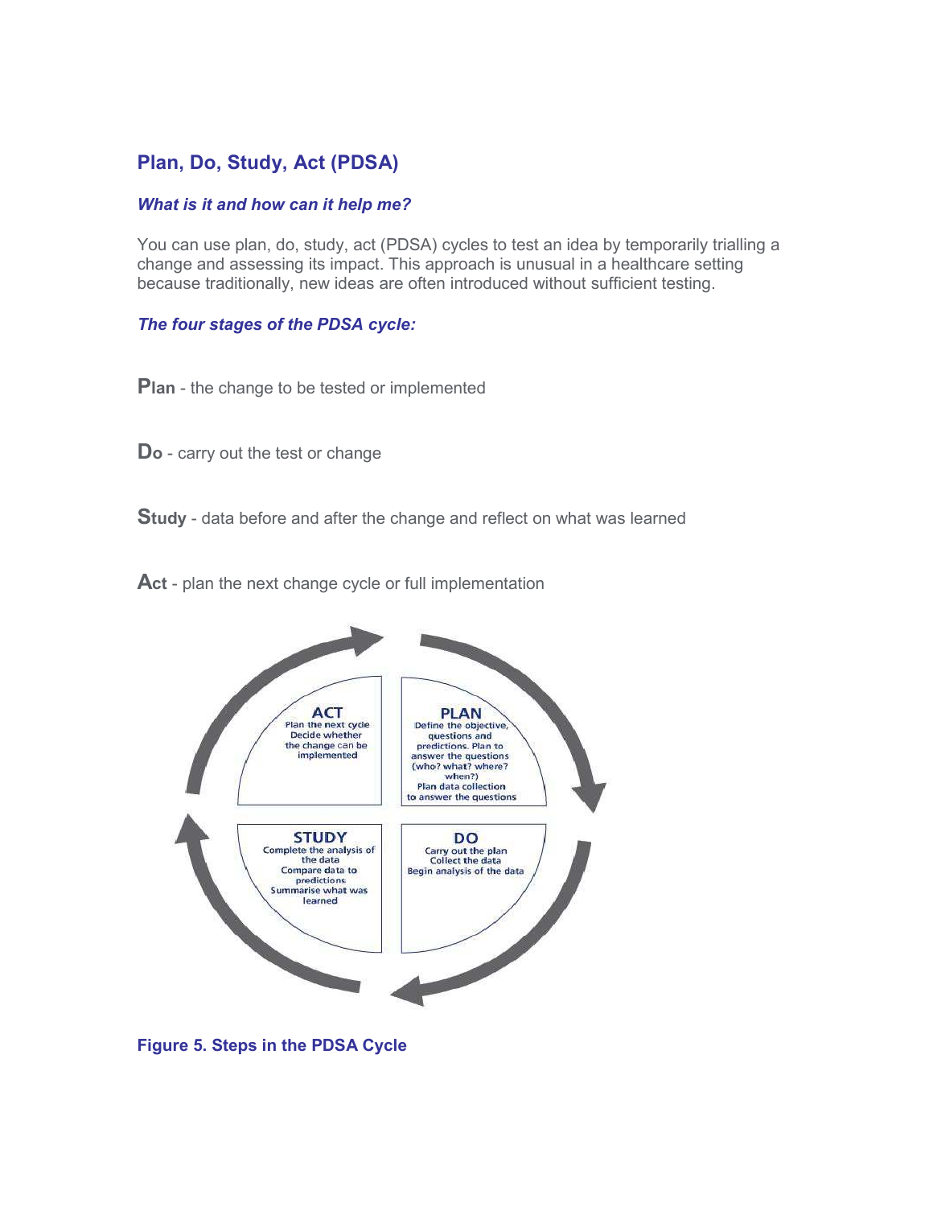## Plan, Do, Study, Act (PDSA)

### *What is it and how can it help me?*

You can use plan, do, study, act (PDSA) cycles to test an idea by temporarily trialling a change and assessing its impact. This approach is unusual in a healthcare setting because traditionally, new ideas are often introduced without sufficient testing.

### *The four stages of the PDSA cycle:*

**Plan** - the change to be tested or implemented

**Do** - carry out the test or change

**Study** - data before and after the change and reflect on what was learned

**Act** - plan the next change cycle or full implementation

**PLAN**
Define the objective, questions and predictions. Plan to answer the questions (who? what? where? when?)
Plan data collection to answer the questions

**DO**
Carry out the plan
Collect the data
Begin analysis of the data

**STUDY**
Complete the analysis of the data
Compare data to predictions
Summarise what was learned

**ACT**
Plan the next cycle
Decide whether the change can be implemented

**Figure 5. Steps in the PDSA Cycle**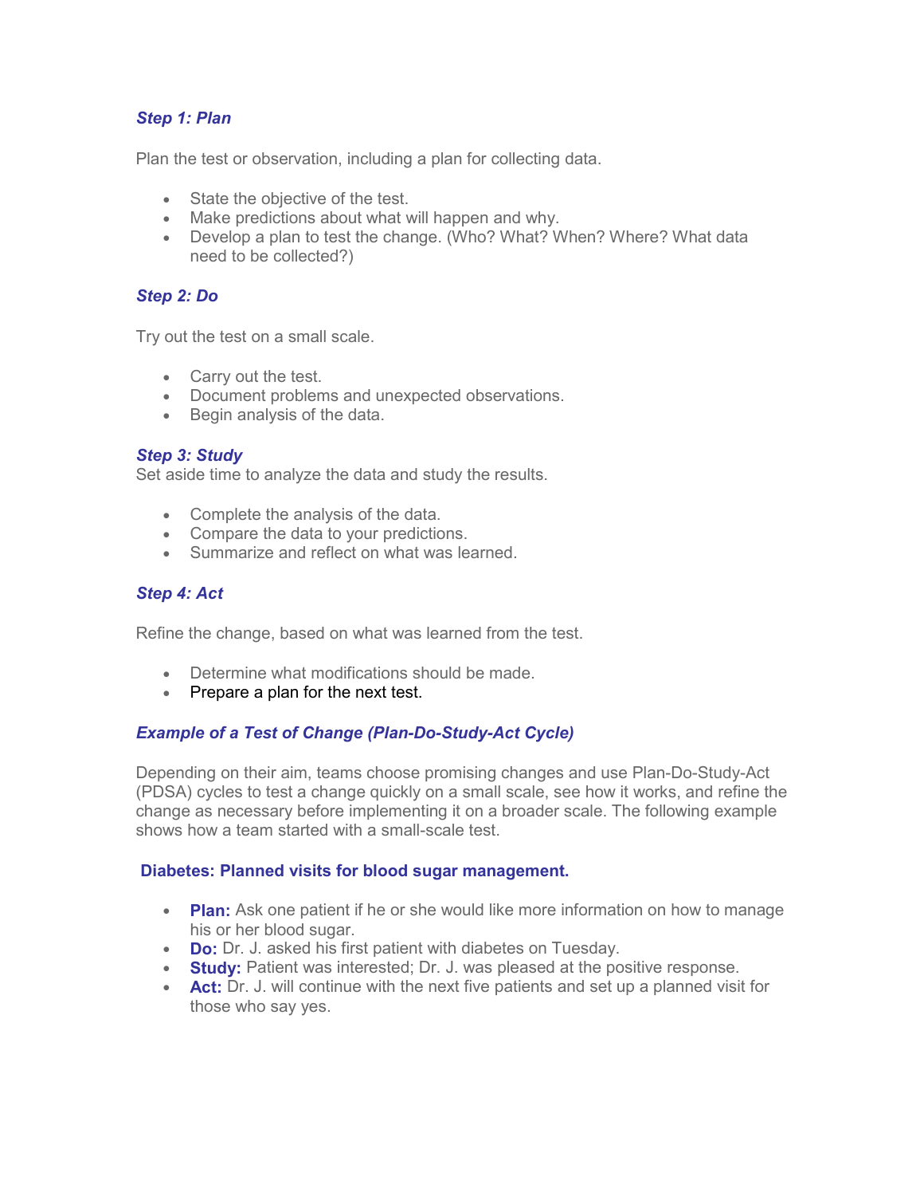### *Step 1: Plan*

Plan the test or observation, including a plan for collecting data.

- State the objective of the test.
- Make predictions about what will happen and why.
- Develop a plan to test the change. (Who? What? When? Where? What data need to be collected?)

### *Step 2: Do*

Try out the test on a small scale.

- Carry out the test.
- Document problems and unexpected observations.
- Begin analysis of the data.

### *Step 3: Study*

Set aside time to analyze the data and study the results.

- Complete the analysis of the data.
- Compare the data to your predictions.
- Summarize and reflect on what was learned.

### *Step 4: Act*

Refine the change, based on what was learned from the test.

- Determine what modifications should be made.
- Prepare a plan for the next test.

### *Example of a Test of Change (Plan-Do-Study-Act Cycle)*

Depending on their aim, teams choose promising changes and use Plan-Do-Study-Act (PDSA) cycles to test a change quickly on a small scale, see how it works, and refine the change as necessary before implementing it on a broader scale. The following example shows how a team started with a small-scale test.

#### Diabetes: Planned visits for blood sugar management.

- **Plan:** Ask one patient if he or she would like more information on how to manage his or her blood sugar.
- **Do:** Dr. J. asked his first patient with diabetes on Tuesday.
- **Study:** Patient was interested; Dr. J. was pleased at the positive response.
- **Act:** Dr. J. will continue with the next five patients and set up a planned visit for those who say yes.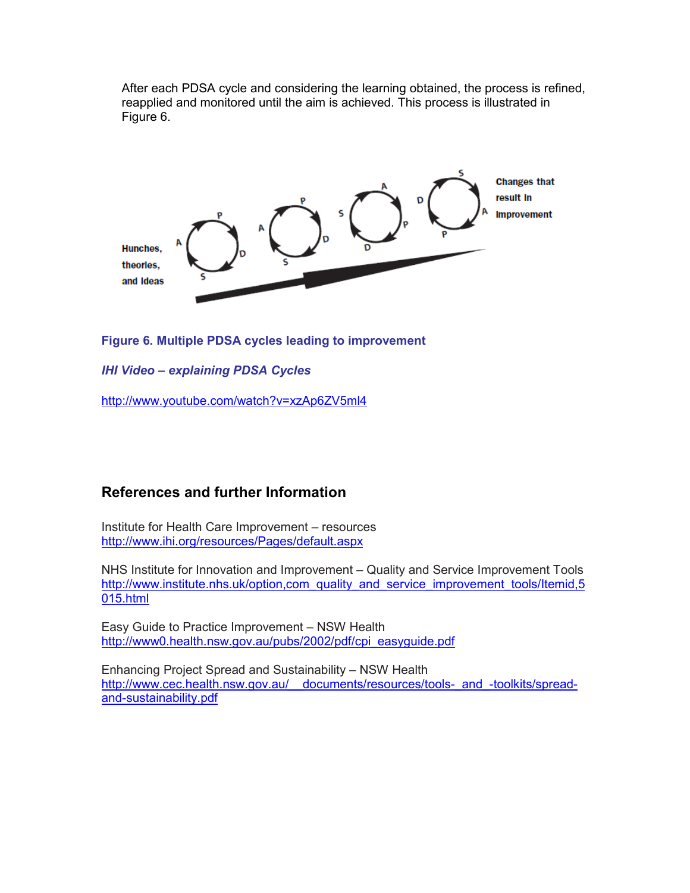After each PDSA cycle and considering the learning obtained, the process is refined, reapplied and monitored until the aim is achieved. This process is illustrated in Figure 6.

Hunches, theories, and Ideas

Changes that result in Improvement

**Figure 6. Multiple PDSA cycles leading to improvement**

***IHI Video – explaining PDSA Cycles***

http://www.youtube.com/watch?v=xzAp6ZV5ml4

## References and further Information

Institute for Health Care Improvement – resources
http://www.ihi.org/resources/Pages/default.aspx

NHS Institute for Innovation and Improvement – Quality and Service Improvement Tools
http://www.institute.nhs.uk/option,com_quality_and_service_improvement_tools/Itemid,5015.html

Easy Guide to Practice Improvement – NSW Health
http://www0.health.nsw.gov.au/pubs/2002/pdf/cpi_easyguide.pdf

Enhancing Project Spread and Sustainability – NSW Health
http://www.cec.health.nsw.gov.au/__documents/resources/tools-_and_-toolkits/spread-and-sustainability.pdf